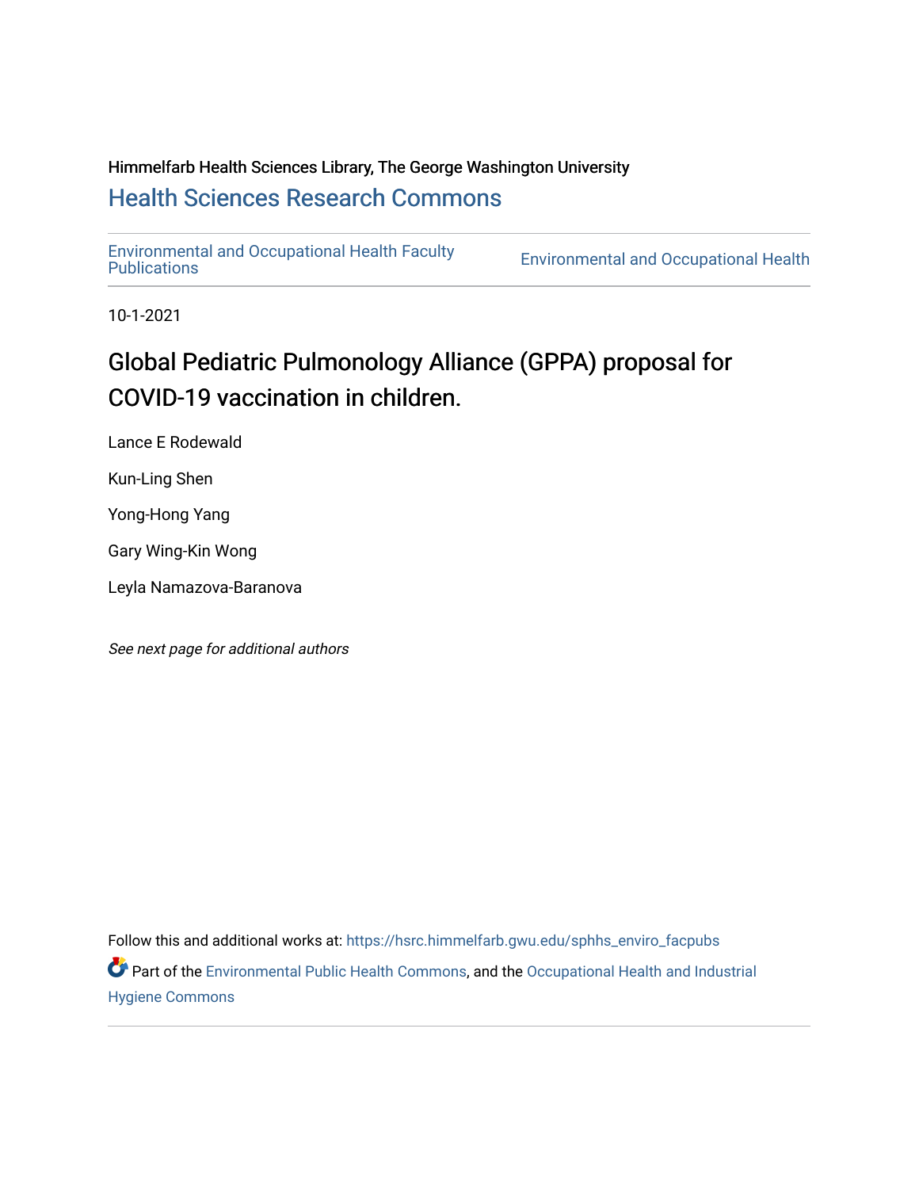Himmelfarb Health Sciences Library, The George Washington University

## Health Sciences Research Commons

Environmental and Occupational Health Faculty Publications | Environmental and Occupational Health

10-1-2021

# Global Pediatric Pulmonology Alliance (GPPA) proposal for COVID-19 vaccination in children.

Lance E Rodewald

Kun-Ling Shen

Yong-Hong Yang

Gary Wing-Kin Wong

Leyla Namazova-Baranova

*See next page for additional authors*

Follow this and additional works at: https://hsrc.himmelfarb.gwu.edu/sphhs_enviro_facpubs

Part of the Environmental Public Health Commons, and the Occupational Health and Industrial Hygiene Commons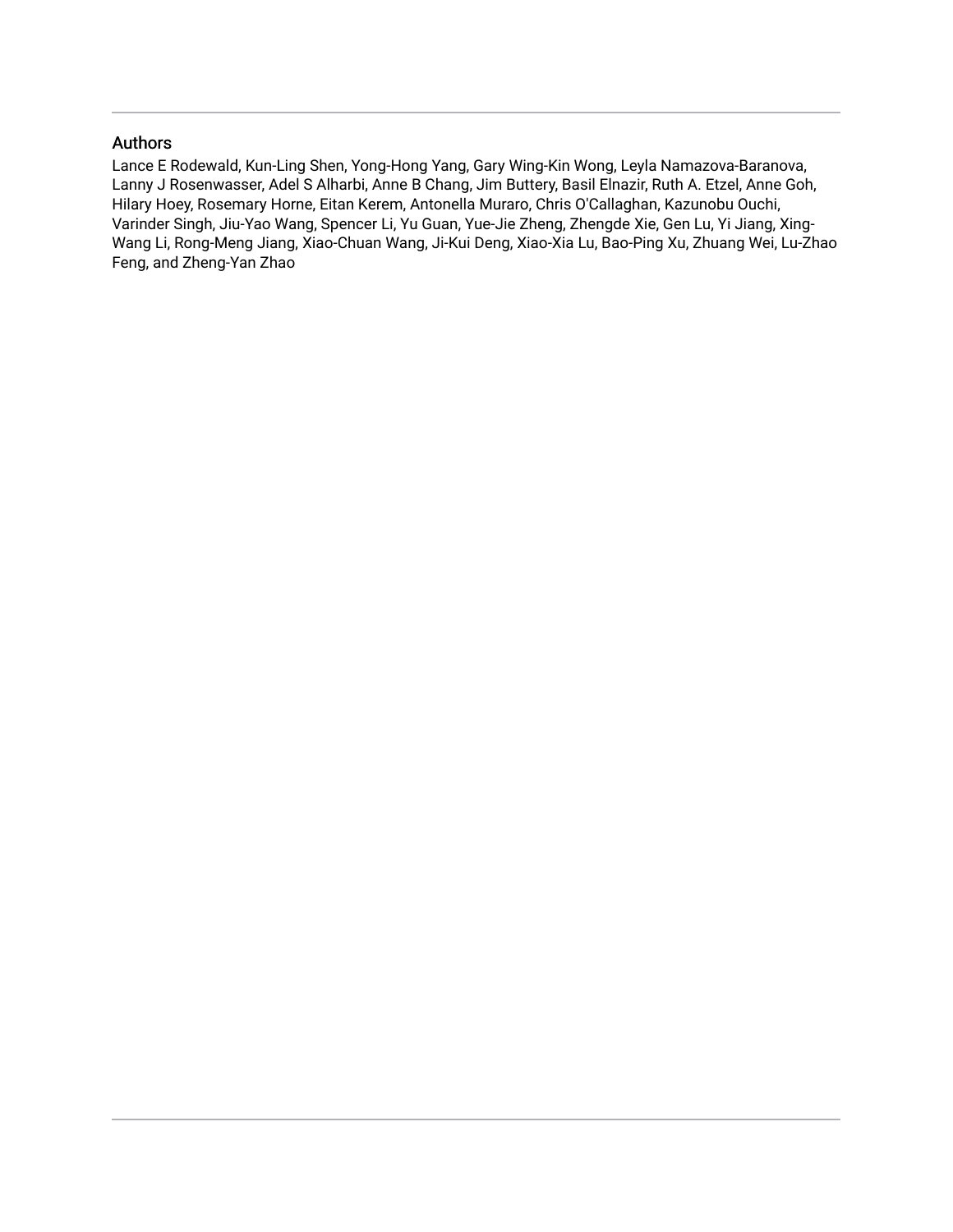## Authors

Lance E Rodewald, Kun-Ling Shen, Yong-Hong Yang, Gary Wing-Kin Wong, Leyla Namazova-Baranova, Lanny J Rosenwasser, Adel S Alharbi, Anne B Chang, Jim Buttery, Basil Elnazir, Ruth A. Etzel, Anne Goh, Hilary Hoey, Rosemary Horne, Eitan Kerem, Antonella Muraro, Chris O'Callaghan, Kazunobu Ouchi, Varinder Singh, Jiu-Yao Wang, Spencer Li, Yu Guan, Yue-Jie Zheng, Zhengde Xie, Gen Lu, Yi Jiang, Xing-Wang Li, Rong-Meng Jiang, Xiao-Chuan Wang, Ji-Kui Deng, Xiao-Xia Lu, Bao-Ping Xu, Zhuang Wei, Lu-Zhao Feng, and Zheng-Yan Zhao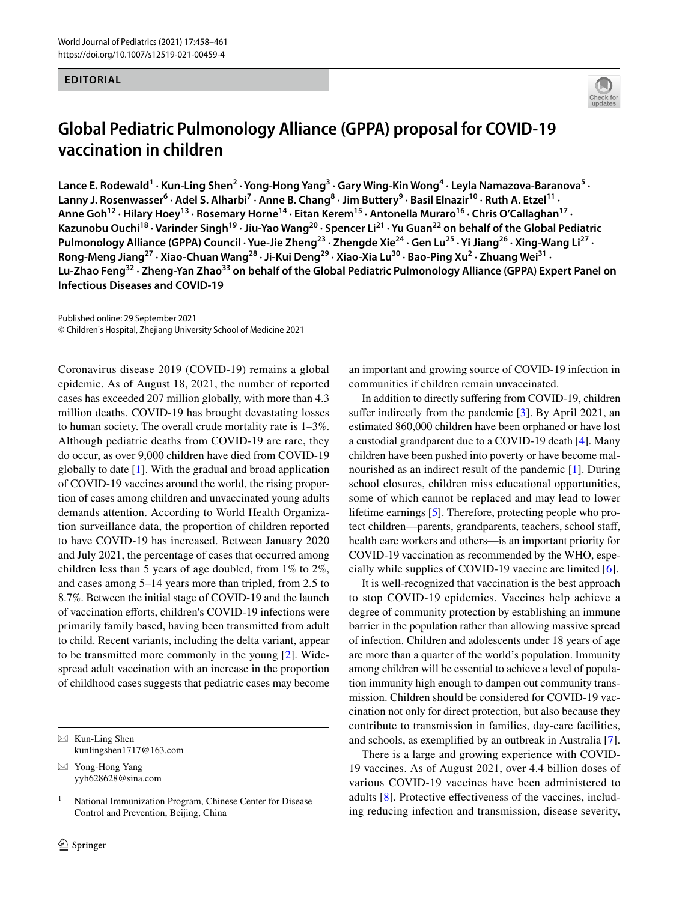EDITORIAL

# Global Pediatric Pulmonology Alliance (GPPA) proposal for COVID-19 vaccination in children

**Lance E. Rodewald[1] · Kun-Ling Shen[2] · Yong-Hong Yang[3] · Gary Wing-Kin Wong[4] · Leyla Namazova-Baranova[5] · Lanny J. Rosenwasser[6] · Adel S. Alharbi[7] · Anne B. Chang[8] · Jim Buttery[9] · Basil Elnazir[10] · Ruth A. Etzel[11] · Anne Goh[12] · Hilary Hoey[13] · Rosemary Horne[14] · Eitan Kerem[15] · Antonella Muraro[16] · Chris O'Callaghan[17] · Kazunobu Ouchi[18] · Varinder Singh[19] · Jiu-Yao Wang[20] · Spencer Li[21] · Yu Guan[22] on behalf of the Global Pediatric Pulmonology Alliance (GPPA) Council · Yue-Jie Zheng[23] · Zhengde Xie[24] · Gen Lu[25] · Yi Jiang[26] · Xing-Wang Li[27] · Rong-Meng Jiang[27] · Xiao-Chuan Wang[28] · Ji-Kui Deng[29] · Xiao-Xia Lu[30] · Bao-Ping Xu[2] · Zhuang Wei[31] · Lu-Zhao Feng[32] · Zheng-Yan Zhao[33] on behalf of the Global Pediatric Pulmonology Alliance (GPPA) Expert Panel on Infectious Diseases and COVID-19**

Published online: 29 September 2021
© Children's Hospital, Zhejiang University School of Medicine 2021

Coronavirus disease 2019 (COVID-19) remains a global epidemic. As of August 18, 2021, the number of reported cases has exceeded 207 million globally, with more than 4.3 million deaths. COVID-19 has brought devastating losses to human society. The overall crude mortality rate is 1–3%. Although pediatric deaths from COVID-19 are rare, they do occur, as over 9,000 children have died from COVID-19 globally to date [1]. With the gradual and broad application of COVID-19 vaccines around the world, the rising proportion of cases among children and unvaccinated young adults demands attention. According to World Health Organization surveillance data, the proportion of children reported to have COVID-19 has increased. Between January 2020 and July 2021, the percentage of cases that occurred among children less than 5 years of age doubled, from 1% to 2%, and cases among 5–14 years more than tripled, from 2.5 to 8.7%. Between the initial stage of COVID-19 and the launch of vaccination efforts, children's COVID-19 infections were primarily family based, having been transmitted from adult to child. Recent variants, including the delta variant, appear to be transmitted more commonly in the young [2]. Widespread adult vaccination with an increase in the proportion of childhood cases suggests that pediatric cases may become an important and growing source of COVID-19 infection in communities if children remain unvaccinated.

In addition to directly suffering from COVID-19, children suffer indirectly from the pandemic [3]. By April 2021, an estimated 860,000 children have been orphaned or have lost a custodial grandparent due to a COVID-19 death [4]. Many children have been pushed into poverty or have become malnourished as an indirect result of the pandemic [1]. During school closures, children miss educational opportunities, some of which cannot be replaced and may lead to lower lifetime earnings [5]. Therefore, protecting people who protect children—parents, grandparents, teachers, school staff, health care workers and others—is an important priority for COVID-19 vaccination as recommended by the WHO, especially while supplies of COVID-19 vaccine are limited [6].

It is well-recognized that vaccination is the best approach to stop COVID-19 epidemics. Vaccines help achieve a degree of community protection by establishing an immune barrier in the population rather than allowing massive spread of infection. Children and adolescents under 18 years of age are more than a quarter of the world's population. Immunity among children will be essential to achieve a level of population immunity high enough to dampen out community transmission. Children should be considered for COVID-19 vaccination not only for direct protection, but also because they contribute to transmission in families, day-care facilities, and schools, as exemplified by an outbreak in Australia [7].

There is a large and growing experience with COVID-19 vaccines. As of August 2021, over 4.4 billion doses of various COVID-19 vaccines have been administered to adults [8]. Protective effectiveness of the vaccines, including reducing infection and transmission, disease severity,

✉ Kun-Ling Shen
kunlingshen1717@163.com

✉ Yong-Hong Yang
yyh628628@sina.com

[1] National Immunization Program, Chinese Center for Disease Control and Prevention, Beijing, China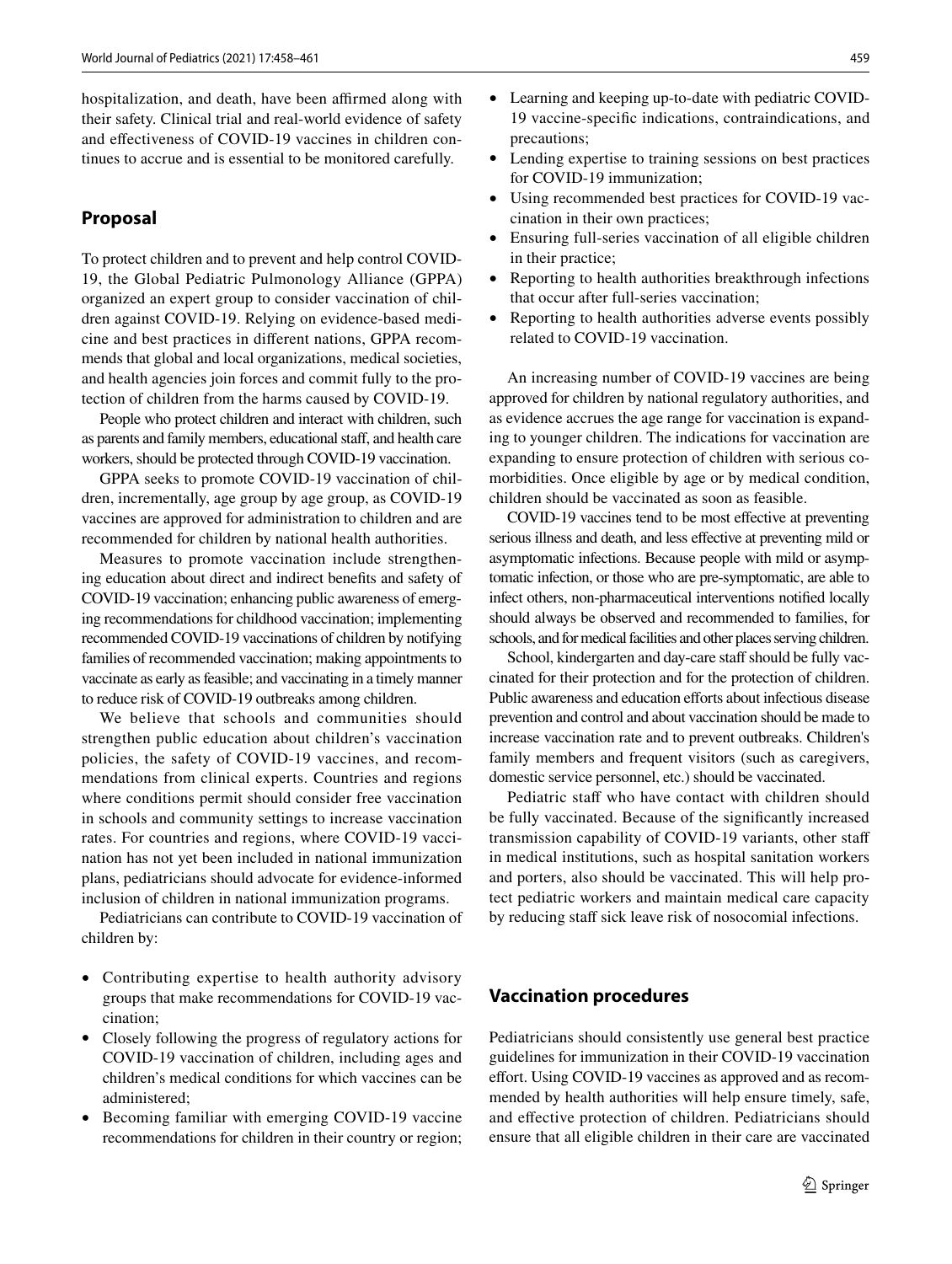hospitalization, and death, have been affirmed along with their safety. Clinical trial and real-world evidence of safety and effectiveness of COVID-19 vaccines in children continues to accrue and is essential to be monitored carefully.

## Proposal

To protect children and to prevent and help control COVID-19, the Global Pediatric Pulmonology Alliance (GPPA) organized an expert group to consider vaccination of children against COVID-19. Relying on evidence-based medicine and best practices in different nations, GPPA recommends that global and local organizations, medical societies, and health agencies join forces and commit fully to the protection of children from the harms caused by COVID-19.

People who protect children and interact with children, such as parents and family members, educational staff, and health care workers, should be protected through COVID-19 vaccination.

GPPA seeks to promote COVID-19 vaccination of children, incrementally, age group by age group, as COVID-19 vaccines are approved for administration to children and are recommended for children by national health authorities.

Measures to promote vaccination include strengthening education about direct and indirect benefits and safety of COVID-19 vaccination; enhancing public awareness of emerging recommendations for childhood vaccination; implementing recommended COVID-19 vaccinations of children by notifying families of recommended vaccination; making appointments to vaccinate as early as feasible; and vaccinating in a timely manner to reduce risk of COVID-19 outbreaks among children.

We believe that schools and communities should strengthen public education about children's vaccination policies, the safety of COVID-19 vaccines, and recommendations from clinical experts. Countries and regions where conditions permit should consider free vaccination in schools and community settings to increase vaccination rates. For countries and regions, where COVID-19 vaccination has not yet been included in national immunization plans, pediatricians should advocate for evidence-informed inclusion of children in national immunization programs.

Pediatricians can contribute to COVID-19 vaccination of children by:

- Contributing expertise to health authority advisory groups that make recommendations for COVID-19 vaccination;
- Closely following the progress of regulatory actions for COVID-19 vaccination of children, including ages and children's medical conditions for which vaccines can be administered;
- Becoming familiar with emerging COVID-19 vaccine recommendations for children in their country or region;
- Learning and keeping up-to-date with pediatric COVID-19 vaccine-specific indications, contraindications, and precautions;
- Lending expertise to training sessions on best practices for COVID-19 immunization;
- Using recommended best practices for COVID-19 vaccination in their own practices;
- Ensuring full-series vaccination of all eligible children in their practice;
- Reporting to health authorities breakthrough infections that occur after full-series vaccination;
- Reporting to health authorities adverse events possibly related to COVID-19 vaccination.

An increasing number of COVID-19 vaccines are being approved for children by national regulatory authorities, and as evidence accrues the age range for vaccination is expanding to younger children. The indications for vaccination are expanding to ensure protection of children with serious comorbidities. Once eligible by age or by medical condition, children should be vaccinated as soon as feasible.

COVID-19 vaccines tend to be most effective at preventing serious illness and death, and less effective at preventing mild or asymptomatic infections. Because people with mild or asymptomatic infection, or those who are pre-symptomatic, are able to infect others, non-pharmaceutical interventions notified locally should always be observed and recommended to families, for schools, and for medical facilities and other places serving children.

School, kindergarten and day-care staff should be fully vaccinated for their protection and for the protection of children. Public awareness and education efforts about infectious disease prevention and control and about vaccination should be made to increase vaccination rate and to prevent outbreaks. Children's family members and frequent visitors (such as caregivers, domestic service personnel, etc.) should be vaccinated.

Pediatric staff who have contact with children should be fully vaccinated. Because of the significantly increased transmission capability of COVID-19 variants, other staff in medical institutions, such as hospital sanitation workers and porters, also should be vaccinated. This will help protect pediatric workers and maintain medical care capacity by reducing staff sick leave risk of nosocomial infections.

## Vaccination procedures

Pediatricians should consistently use general best practice guidelines for immunization in their COVID-19 vaccination effort. Using COVID-19 vaccines as approved and as recommended by health authorities will help ensure timely, safe, and effective protection of children. Pediatricians should ensure that all eligible children in their care are vaccinated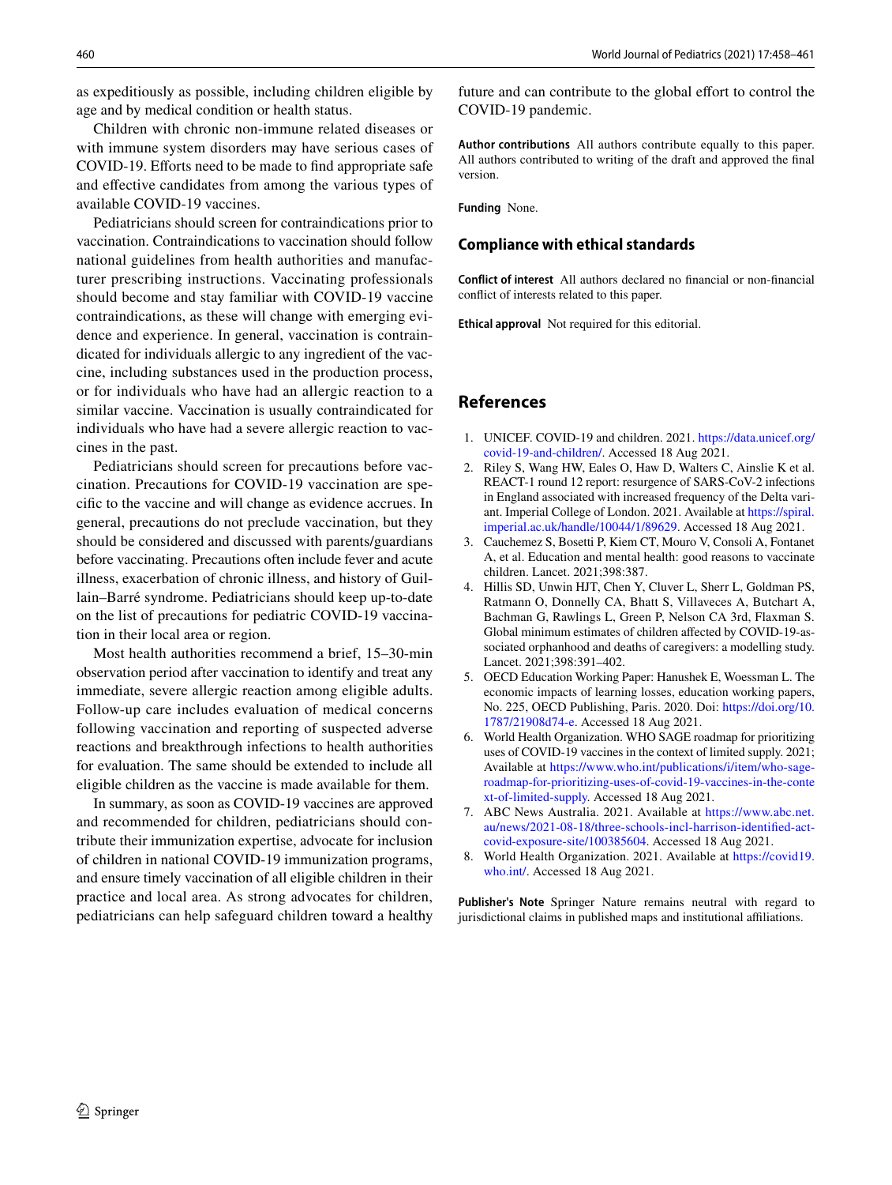as expeditiously as possible, including children eligible by age and by medical condition or health status.

Children with chronic non-immune related diseases or with immune system disorders may have serious cases of COVID-19. Efforts need to be made to find appropriate safe and effective candidates from among the various types of available COVID-19 vaccines.

Pediatricians should screen for contraindications prior to vaccination. Contraindications to vaccination should follow national guidelines from health authorities and manufacturer prescribing instructions. Vaccinating professionals should become and stay familiar with COVID-19 vaccine contraindications, as these will change with emerging evidence and experience. In general, vaccination is contraindicated for individuals allergic to any ingredient of the vaccine, including substances used in the production process, or for individuals who have had an allergic reaction to a similar vaccine. Vaccination is usually contraindicated for individuals who have had a severe allergic reaction to vaccines in the past.

Pediatricians should screen for precautions before vaccination. Precautions for COVID-19 vaccination are specific to the vaccine and will change as evidence accrues. In general, precautions do not preclude vaccination, but they should be considered and discussed with parents/guardians before vaccinating. Precautions often include fever and acute illness, exacerbation of chronic illness, and history of Guillain–Barré syndrome. Pediatricians should keep up-to-date on the list of precautions for pediatric COVID-19 vaccination in their local area or region.

Most health authorities recommend a brief, 15–30-min observation period after vaccination to identify and treat any immediate, severe allergic reaction among eligible adults. Follow-up care includes evaluation of medical concerns following vaccination and reporting of suspected adverse reactions and breakthrough infections to health authorities for evaluation. The same should be extended to include all eligible children as the vaccine is made available for them.

In summary, as soon as COVID-19 vaccines are approved and recommended for children, pediatricians should contribute their immunization expertise, advocate for inclusion of children in national COVID-19 immunization programs, and ensure timely vaccination of all eligible children in their practice and local area. As strong advocates for children, pediatricians can help safeguard children toward a healthy future and can contribute to the global effort to control the COVID-19 pandemic.

**Author contributions** All authors contribute equally to this paper. All authors contributed to writing of the draft and approved the final version.

**Funding** None.

## Compliance with ethical standards

**Conflict of interest** All authors declared no financial or non-financial conflict of interests related to this paper.

**Ethical approval** Not required for this editorial.

## References

1. UNICEF. COVID-19 and children. 2021. https://data.unicef.org/covid-19-and-children/. Accessed 18 Aug 2021.
2. Riley S, Wang HW, Eales O, Haw D, Walters C, Ainslie K et al. REACT-1 round 12 report: resurgence of SARS-CoV-2 infections in England associated with increased frequency of the Delta variant. Imperial College of London. 2021. Available at https://spiral.imperial.ac.uk/handle/10044/1/89629. Accessed 18 Aug 2021.
3. Cauchemez S, Bosetti P, Kiem CT, Mouro V, Consoli A, Fontanet A, et al. Education and mental health: good reasons to vaccinate children. Lancet. 2021;398:387.
4. Hillis SD, Unwin HJT, Chen Y, Cluver L, Sherr L, Goldman PS, Ratmann O, Donnelly CA, Bhatt S, Villaveces A, Butchart A, Bachman G, Rawlings L, Green P, Nelson CA 3rd, Flaxman S. Global minimum estimates of children affected by COVID-19-associated orphanhood and deaths of caregivers: a modelling study. Lancet. 2021;398:391–402.
5. OECD Education Working Paper: Hanushek E, Woessman L. The economic impacts of learning losses, education working papers, No. 225, OECD Publishing, Paris. 2020. Doi: https://doi.org/10.1787/21908d74-e. Accessed 18 Aug 2021.
6. World Health Organization. WHO SAGE roadmap for prioritizing uses of COVID-19 vaccines in the context of limited supply. 2021; Available at https://www.who.int/publications/i/item/who-sage-roadmap-for-prioritizing-uses-of-covid-19-vaccines-in-the-context-of-limited-supply. Accessed 18 Aug 2021.
7. ABC News Australia. 2021. Available at https://www.abc.net.au/news/2021-08-18/three-schools-incl-harrison-identified-act-covid-exposure-site/100385604. Accessed 18 Aug 2021.
8. World Health Organization. 2021. Available at https://covid19.who.int/. Accessed 18 Aug 2021.

**Publisher's Note** Springer Nature remains neutral with regard to jurisdictional claims in published maps and institutional affiliations.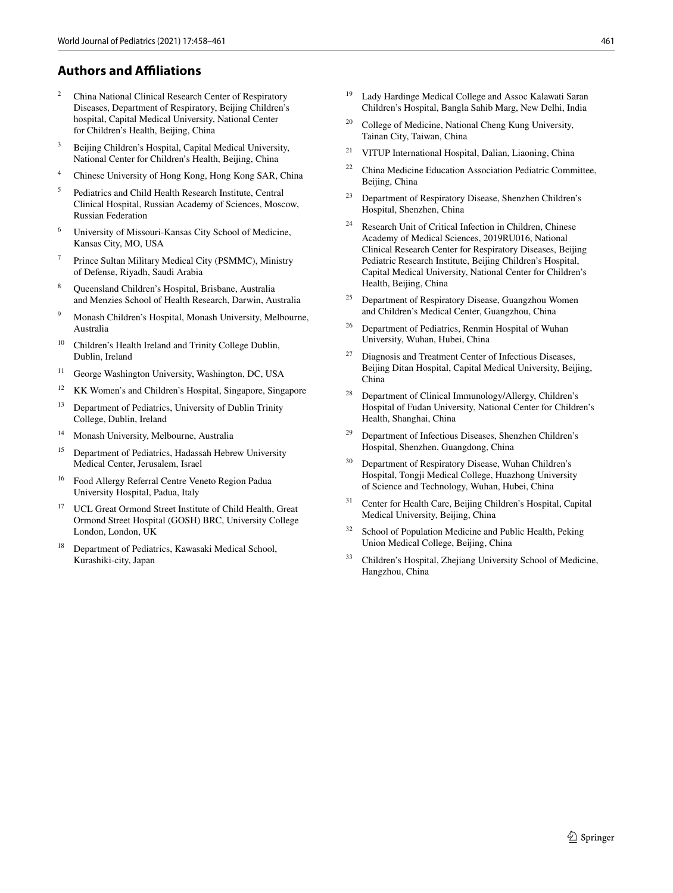## Authors and Affiliations

[2] China National Clinical Research Center of Respiratory Diseases, Department of Respiratory, Beijing Children's hospital, Capital Medical University, National Center for Children's Health, Beijing, China

[3] Beijing Children's Hospital, Capital Medical University, National Center for Children's Health, Beijing, China

[4] Chinese University of Hong Kong, Hong Kong SAR, China

[5] Pediatrics and Child Health Research Institute, Central Clinical Hospital, Russian Academy of Sciences, Moscow, Russian Federation

[6] University of Missouri-Kansas City School of Medicine, Kansas City, MO, USA

[7] Prince Sultan Military Medical City (PSMMC), Ministry of Defense, Riyadh, Saudi Arabia

[8] Queensland Children's Hospital, Brisbane, Australia and Menzies School of Health Research, Darwin, Australia

[9] Monash Children's Hospital, Monash University, Melbourne, Australia

[10] Children's Health Ireland and Trinity College Dublin, Dublin, Ireland

[11] George Washington University, Washington, DC, USA

[12] KK Women's and Children's Hospital, Singapore, Singapore

[13] Department of Pediatrics, University of Dublin Trinity College, Dublin, Ireland

[14] Monash University, Melbourne, Australia

[15] Department of Pediatrics, Hadassah Hebrew University Medical Center, Jerusalem, Israel

[16] Food Allergy Referral Centre Veneto Region Padua University Hospital, Padua, Italy

[17] UCL Great Ormond Street Institute of Child Health, Great Ormond Street Hospital (GOSH) BRC, University College London, London, UK

[18] Department of Pediatrics, Kawasaki Medical School, Kurashiki-city, Japan

[19] Lady Hardinge Medical College and Assoc Kalawati Saran Children's Hospital, Bangla Sahib Marg, New Delhi, India

[20] College of Medicine, National Cheng Kung University, Tainan City, Taiwan, China

[21] VITUP International Hospital, Dalian, Liaoning, China

[22] China Medicine Education Association Pediatric Committee, Beijing, China

[23] Department of Respiratory Disease, Shenzhen Children's Hospital, Shenzhen, China

[24] Research Unit of Critical Infection in Children, Chinese Academy of Medical Sciences, 2019RU016, National Clinical Research Center for Respiratory Diseases, Beijing Pediatric Research Institute, Beijing Children's Hospital, Capital Medical University, National Center for Children's Health, Beijing, China

[25] Department of Respiratory Disease, Guangzhou Women and Children's Medical Center, Guangzhou, China

[26] Department of Pediatrics, Renmin Hospital of Wuhan University, Wuhan, Hubei, China

[27] Diagnosis and Treatment Center of Infectious Diseases, Beijing Ditan Hospital, Capital Medical University, Beijing, China

[28] Department of Clinical Immunology/Allergy, Children's Hospital of Fudan University, National Center for Children's Health, Shanghai, China

[29] Department of Infectious Diseases, Shenzhen Children's Hospital, Shenzhen, Guangdong, China

[30] Department of Respiratory Disease, Wuhan Children's Hospital, Tongji Medical College, Huazhong University of Science and Technology, Wuhan, Hubei, China

[31] Center for Health Care, Beijing Children's Hospital, Capital Medical University, Beijing, China

[32] School of Population Medicine and Public Health, Peking Union Medical College, Beijing, China

[33] Children's Hospital, Zhejiang University School of Medicine, Hangzhou, China